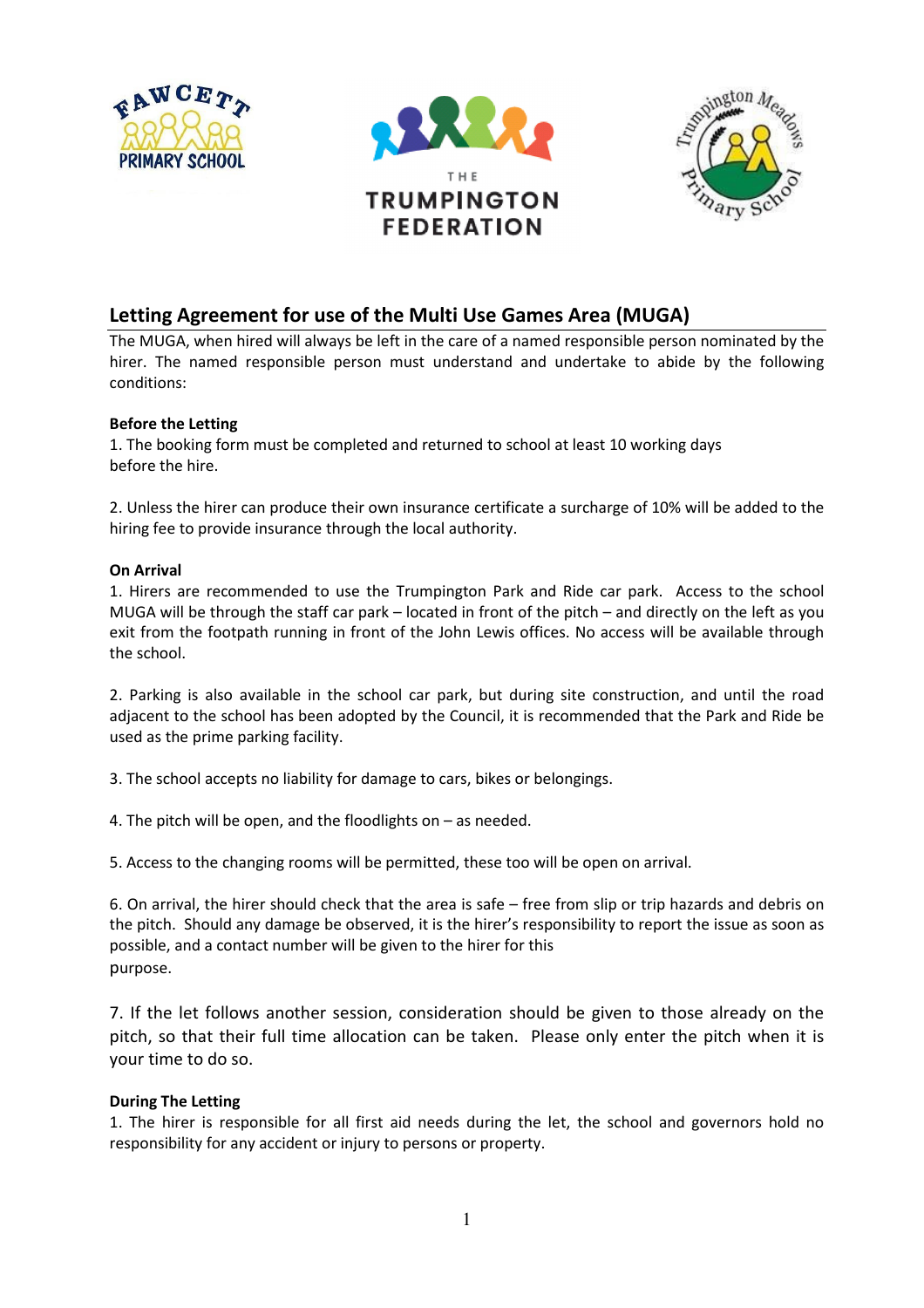# Letting Agreement for use of the Multi Use Games Area (MUGA)

The MUGA, when hired will always be left in the care of a named responsible person nominated by the hirer. The named responsible person must understand and undertake to abide by the following conditions:

**Before the Letting**

1. The booking form must be completed and returned to school at least 10 working days before the hire.

2. Unless the hirer can produce their own insurance certificate a surcharge of 10% will be added to the hiring fee to provide insurance through the local authority.

**On Arrival**

1. Hirers are recommended to use the Trumpington Park and Ride car park. Access to the school MUGA will be through the staff car park – located in front of the pitch – and directly on the left as you exit from the footpath running in front of the John Lewis offices. No access will be available through the school.

2. Parking is also available in the school car park, but during site construction, and until the road adjacent to the school has been adopted by the Council, it is recommended that the Park and Ride be used as the prime parking facility.

3. The school accepts no liability for damage to cars, bikes or belongings.

4. The pitch will be open, and the floodlights on – as needed.

5. Access to the changing rooms will be permitted, these too will be open on arrival.

6. On arrival, the hirer should check that the area is safe – free from slip or trip hazards and debris on the pitch. Should any damage be observed, it is the hirer's responsibility to report the issue as soon as possible, and a contact number will be given to the hirer for this purpose.

7. If the let follows another session, consideration should be given to those already on the pitch, so that their full time allocation can be taken. Please only enter the pitch when it is your time to do so.

**During The Letting**

1. The hirer is responsible for all first aid needs during the let, the school and governors hold no responsibility for any accident or injury to persons or property.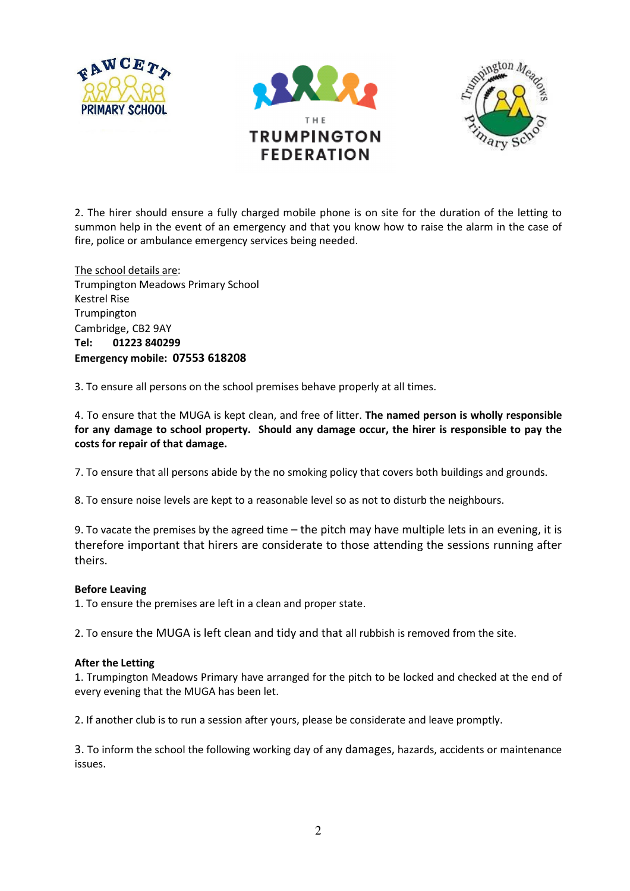2. The hirer should ensure a fully charged mobile phone is on site for the duration of the letting to summon help in the event of an emergency and that you know how to raise the alarm in the case of fire, police or ambulance emergency services being needed.

The school details are:
Trumpington Meadows Primary School
Kestrel Rise
Trumpington
Cambridge, CB2 9AY
**Tel: 01223 840299**
**Emergency mobile: 07553 618208**

3. To ensure all persons on the school premises behave properly at all times.

4. To ensure that the MUGA is kept clean, and free of litter. **The named person is wholly responsible for any damage to school property. Should any damage occur, the hirer is responsible to pay the costs for repair of that damage.**

7. To ensure that all persons abide by the no smoking policy that covers both buildings and grounds.

8. To ensure noise levels are kept to a reasonable level so as not to disturb the neighbours.

9. To vacate the premises by the agreed time – the pitch may have multiple lets in an evening, it is therefore important that hirers are considerate to those attending the sessions running after theirs.

**Before Leaving**

1. To ensure the premises are left in a clean and proper state.

2. To ensure the MUGA is left clean and tidy and that all rubbish is removed from the site.

**After the Letting**

1. Trumpington Meadows Primary have arranged for the pitch to be locked and checked at the end of every evening that the MUGA has been let.

2. If another club is to run a session after yours, please be considerate and leave promptly.

3. To inform the school the following working day of any damages, hazards, accidents or maintenance issues.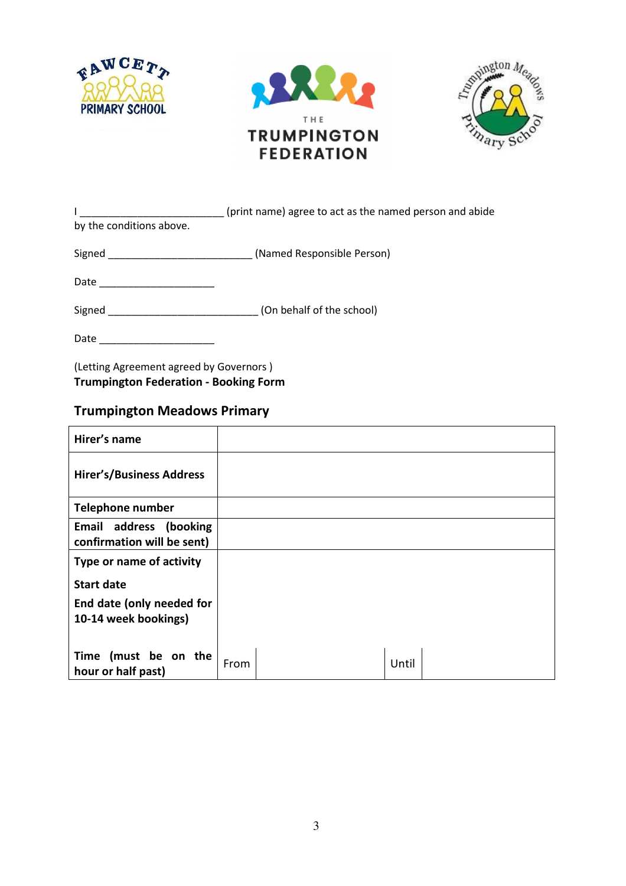I _________________________ (print name) agree to act as the named person and abide by the conditions above.

Signed _________________________ (Named Responsible Person)

Date ____________________

Signed ___________________________ (On behalf of the school)

Date ____________________

(Letting Agreement agreed by Governors )
**Trumpington Federation - Booking Form**

## Trumpington Meadows Primary

| | | | | |
|---|---|---|---|---|
| **Hirer's name** | | | | |
| **Hirer's/Business Address** | | | | |
| **Telephone number** | | | | |
| **Email address (booking confirmation will be sent)** | | | | |
| **Type or name of activity**<br>**Start date**<br>**End date (only needed for 10-14 week bookings)** | | | | |
| **Time (must be on the hour or half past)** | From | | Until | |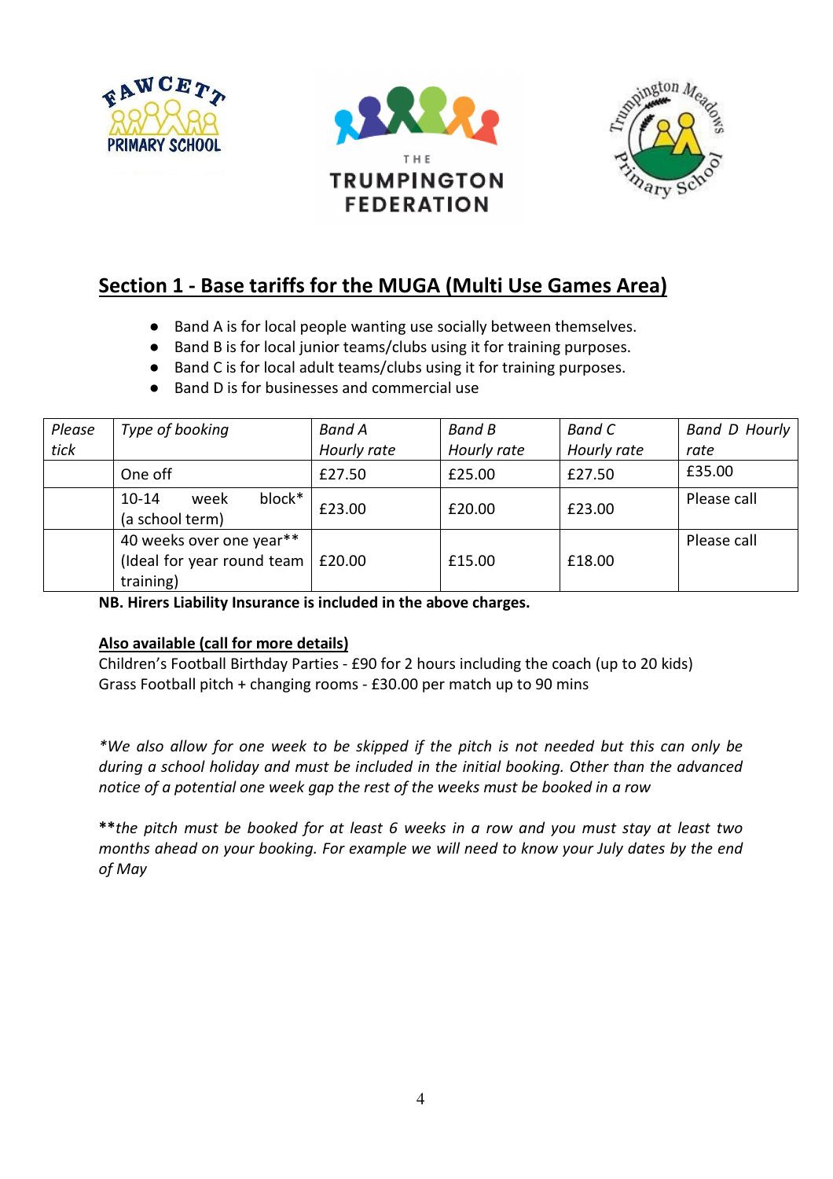## Section 1 - Base tariffs for the MUGA (Multi Use Games Area)

- Band A is for local people wanting use socially between themselves.
- Band B is for local junior teams/clubs using it for training purposes.
- Band C is for local adult teams/clubs using it for training purposes.
- Band D is for businesses and commercial use

| *Please tick* | *Type of booking* | *Band A Hourly rate* | *Band B Hourly rate* | *Band C Hourly rate* | *Band D Hourly rate* |
|---|---|---|---|---|---|
| | One off | £27.50 | £25.00 | £27.50 | £35.00 |
| | 10-14 week block* (a school term) | £23.00 | £20.00 | £23.00 | Please call |
| | 40 weeks over one year** (Ideal for year round team training) | £20.00 | £15.00 | £18.00 | Please call |

**NB. Hirers Liability Insurance is included in the above charges.**

**Also available (call for more details)**

Children's Football Birthday Parties - £90 for 2 hours including the coach (up to 20 kids)
Grass Football pitch + changing rooms - £30.00 per match up to 90 mins

*\*We also allow for one week to be skipped if the pitch is not needed but this can only be during a school holiday and must be included in the initial booking. Other than the advanced notice of a potential one week gap the rest of the weeks must be booked in a row*

**\*\****the pitch must be booked for at least 6 weeks in a row and you must stay at least two months ahead on your booking. For example we will need to know your July dates by the end of May*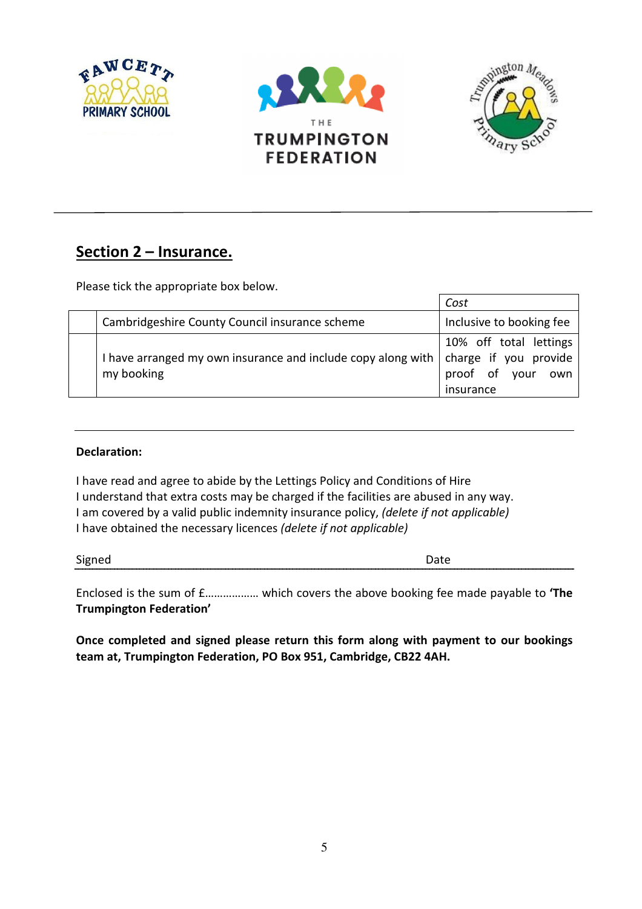## Section 2 – Insurance.

Please tick the appropriate box below.

| | | *Cost* |
|---|---|---|
| | Cambridgeshire County Council insurance scheme | Inclusive to booking fee |
| | I have arranged my own insurance and include copy along with my booking | 10% off total lettings charge if you provide proof of your own insurance |

**Declaration:**

I have read and agree to abide by the Lettings Policy and Conditions of Hire
I understand that extra costs may be charged if the facilities are abused in any way.
I am covered by a valid public indemnity insurance policy, *(delete if not applicable)*
I have obtained the necessary licences *(delete if not applicable)*

Signed Date

Enclosed is the sum of £……………… which covers the above booking fee made payable to **'The Trumpington Federation'**

**Once completed and signed please return this form along with payment to our bookings team at, Trumpington Federation, PO Box 951, Cambridge, CB22 4AH.**